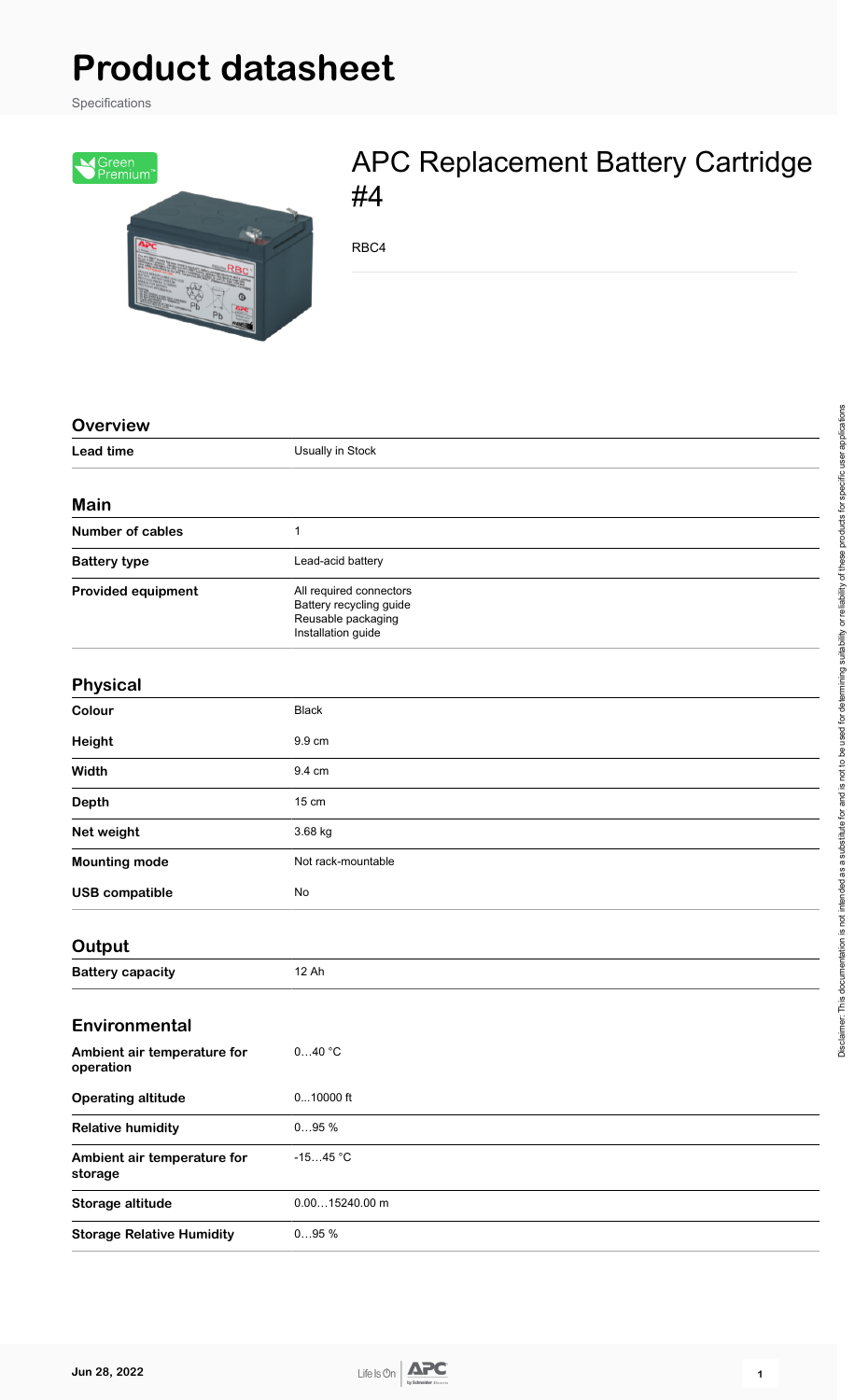# Product datasheet

Specifications

## APC Replacement Battery Cartridge #4

RBC4

### Overview

| | |
|---|---|
| **Lead time** | Usually in Stock |

### Main

| | |
|---|---|
| **Number of cables** | 1 |
| **Battery type** | Lead-acid battery |
| **Provided equipment** | All required connectors<br>Battery recycling guide<br>Reusable packaging<br>Installation guide |

### Physical

| | |
|---|---|
| **Colour** | Black |
| **Height** | 9.9 cm |
| **Width** | 9.4 cm |
| **Depth** | 15 cm |
| **Net weight** | 3.68 kg |
| **Mounting mode** | Not rack-mountable |
| **USB compatible** | No |

### Output

| | |
|---|---|
| **Battery capacity** | 12 Ah |

### Environmental

| | |
|---|---|
| **Ambient air temperature for operation** | 0…40 °C |
| **Operating altitude** | 0...10000 ft |
| **Relative humidity** | 0…95 % |
| **Ambient air temperature for storage** | -15…45 °C |
| **Storage altitude** | 0.00…15240.00 m |
| **Storage Relative Humidity** | 0…95 % |

Disclaimer: This documentation is not intended as a substitute for and is not to be used for determining suitability or reliability of these products for specific user applications

Jun 28, 2022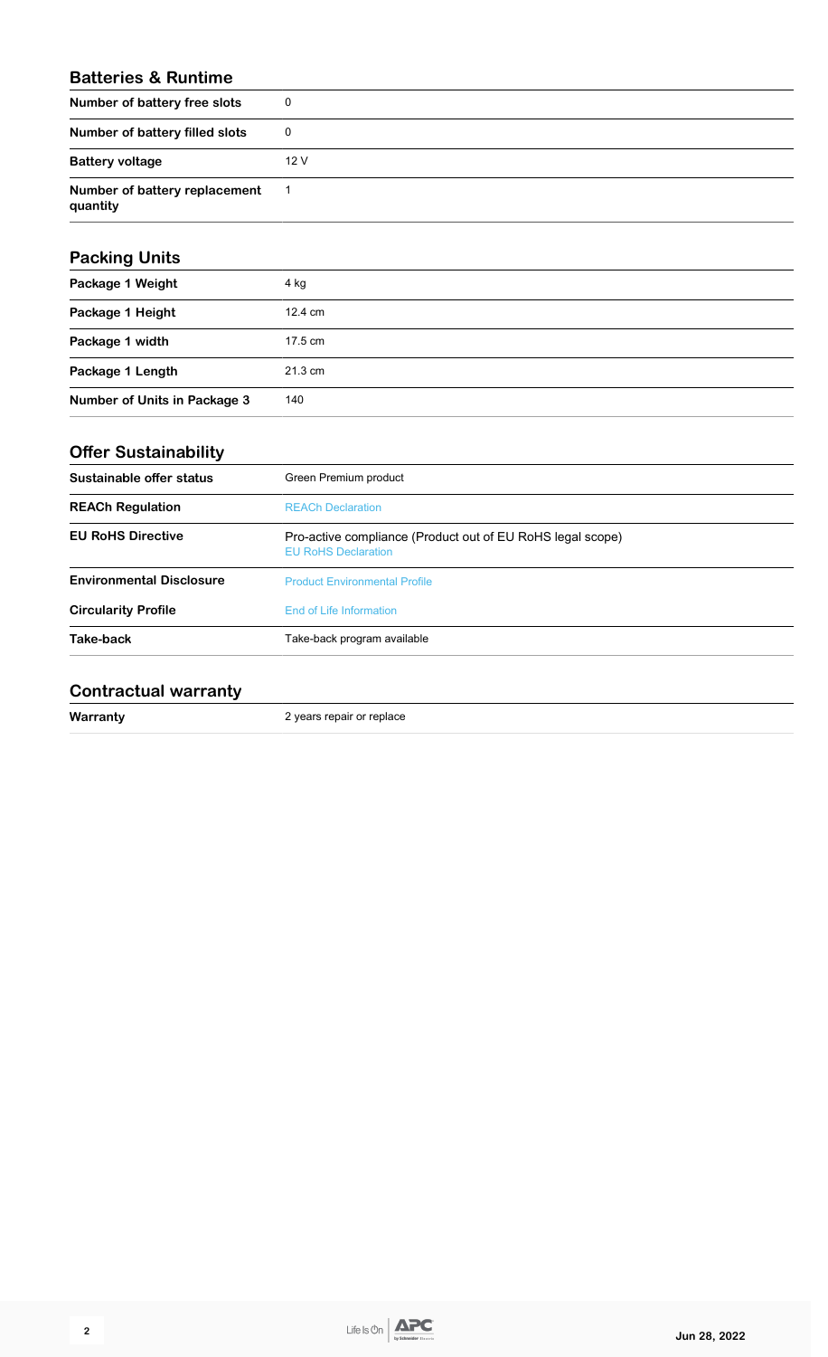## Batteries & Runtime

| | |
|---|---|
| **Number of battery free slots** | 0 |
| **Number of battery filled slots** | 0 |
| **Battery voltage** | 12 V |
| **Number of battery replacement quantity** | 1 |

## Packing Units

| | |
|---|---|
| **Package 1 Weight** | 4 kg |
| **Package 1 Height** | 12.4 cm |
| **Package 1 width** | 17.5 cm |
| **Package 1 Length** | 21.3 cm |
| **Number of Units in Package 3** | 140 |

## Offer Sustainability

| | |
|---|---|
| **Sustainable offer status** | Green Premium product |
| **REACh Regulation** | REACh Declaration |
| **EU RoHS Directive** | Pro-active compliance (Product out of EU RoHS legal scope) EU RoHS Declaration |
| **Environmental Disclosure** | Product Environmental Profile |
| **Circularity Profile** | End of Life Information |
| **Take-back** | Take-back program available |

## Contractual warranty

| | |
|---|---|
| **Warranty** | 2 years repair or replace |